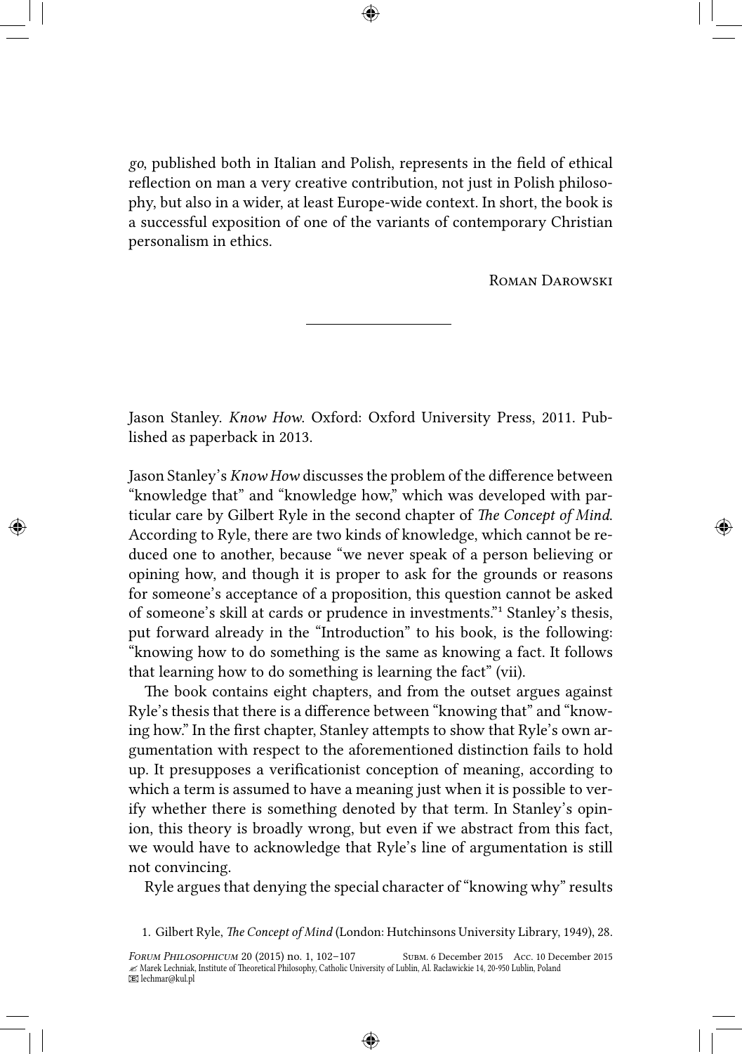*go*, published both in Italian and Polish, represents in the field of ethical reflection on man a very creative contribution, not just in Polish philosophy, but also in a wider, at least Europe-wide context. In short, the book is a successful exposition of one of the variants of contemporary Christian personalism in ethics.

Roman Darowski

---

Jason Stanley. *Know How*. Oxford: Oxford University Press, 2011. Published as paperback in 2013.

Jason Stanley's *Know How* discusses the problem of the difference between "knowledge that" and "knowledge how," which was developed with particular care by Gilbert Ryle in the second chapter of *The Concept of Mind.* According to Ryle, there are two kinds of knowledge, which cannot be reduced one to another, because "we never speak of a person believing or opining how, and though it is proper to ask for the grounds or reasons for someone's acceptance of a proposition, this question cannot be asked of someone's skill at cards or prudence in investments."[1] Stanley's thesis, put forward already in the "Introduction" to his book, is the following: "knowing how to do something is the same as knowing a fact. It follows that learning how to do something is learning the fact" (vii).

The book contains eight chapters, and from the outset argues against Ryle's thesis that there is a difference between "knowing that" and "knowing how." In the first chapter, Stanley attempts to show that Ryle's own argumentation with respect to the aforementioned distinction fails to hold up. It presupposes a verificationist conception of meaning, according to which a term is assumed to have a meaning just when it is possible to verify whether there is something denoted by that term. In Stanley's opinion, this theory is broadly wrong, but even if we abstract from this fact, we would have to acknowledge that Ryle's line of argumentation is still not convincing.

Ryle argues that denying the special character of "knowing why" results

1. Gilbert Ryle, *The Concept of Mind* (London: Hutchinsons University Library, 1949), 28.

Marek Lechniak, Institute of Theoretical Philosophy, Catholic University of Lublin, Al. Racławickie 14, 20-950 Lublin, Poland
lechmar@kul.pl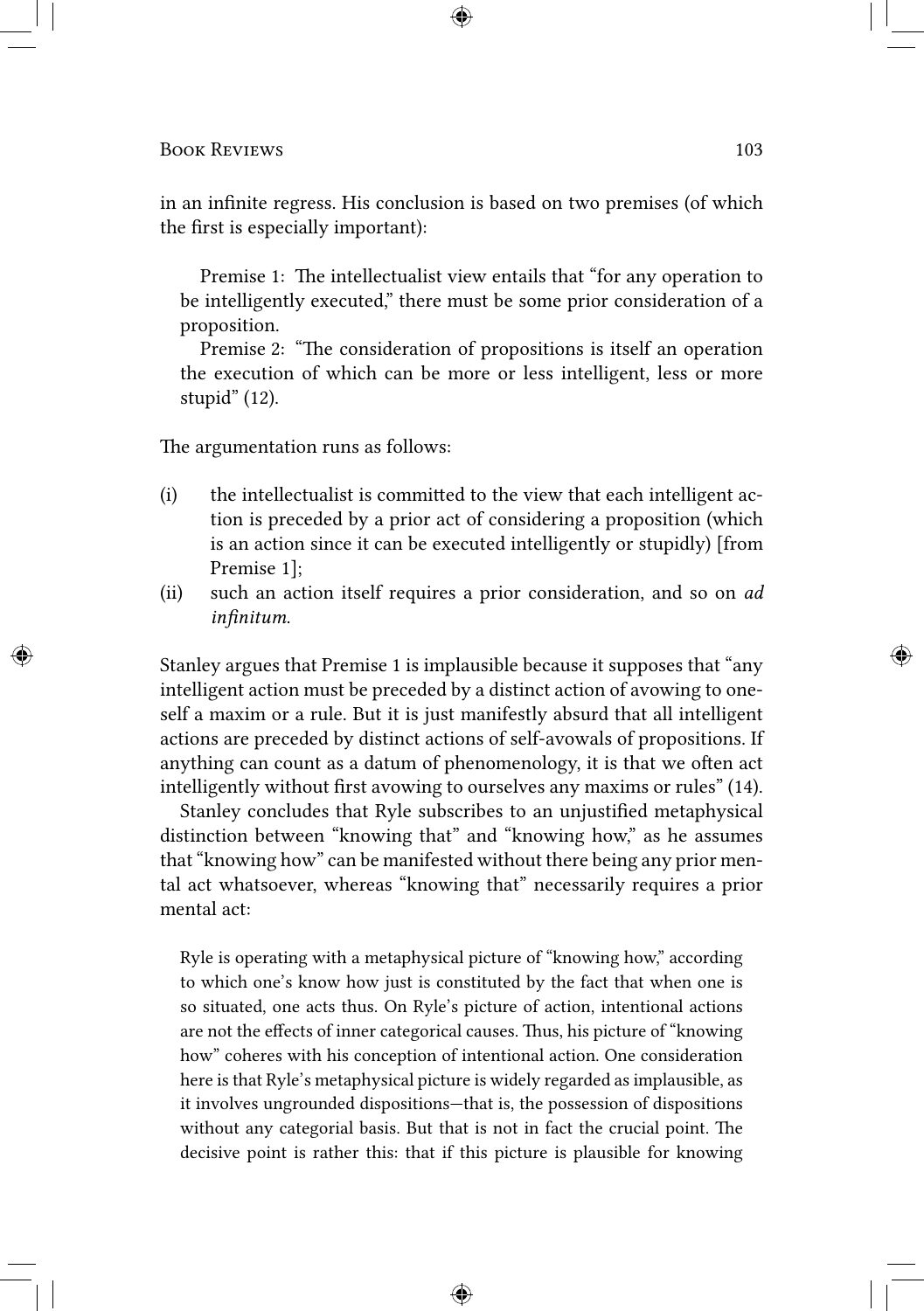in an infinite regress. His conclusion is based on two premises (of which the first is especially important):

> Premise 1: The intellectualist view entails that "for any operation to be intelligently executed," there must be some prior consideration of a proposition.
>
> Premise 2: "The consideration of propositions is itself an operation the execution of which can be more or less intelligent, less or more stupid" (12).

The argumentation runs as follows:

(i) the intellectualist is committed to the view that each intelligent action is preceded by a prior act of considering a proposition (which is an action since it can be executed intelligently or stupidly) [from Premise 1];

(ii) such an action itself requires a prior consideration, and so on *ad infinitum*.

Stanley argues that Premise 1 is implausible because it supposes that "any intelligent action must be preceded by a distinct action of avowing to oneself a maxim or a rule. But it is just manifestly absurd that all intelligent actions are preceded by distinct actions of self-avowals of propositions. If anything can count as a datum of phenomenology, it is that we often act intelligently without first avowing to ourselves any maxims or rules" (14).

Stanley concludes that Ryle subscribes to an unjustified metaphysical distinction between "knowing that" and "knowing how," as he assumes that "knowing how" can be manifested without there being any prior mental act whatsoever, whereas "knowing that" necessarily requires a prior mental act:

> Ryle is operating with a metaphysical picture of "knowing how," according to which one's know how just is constituted by the fact that when one is so situated, one acts thus. On Ryle's picture of action, intentional actions are not the effects of inner categorical causes. Thus, his picture of "knowing how" coheres with his conception of intentional action. One consideration here is that Ryle's metaphysical picture is widely regarded as implausible, as it involves ungrounded dispositions—that is, the possession of dispositions without any categorial basis. But that is not in fact the crucial point. The decisive point is rather this: that if this picture is plausible for knowing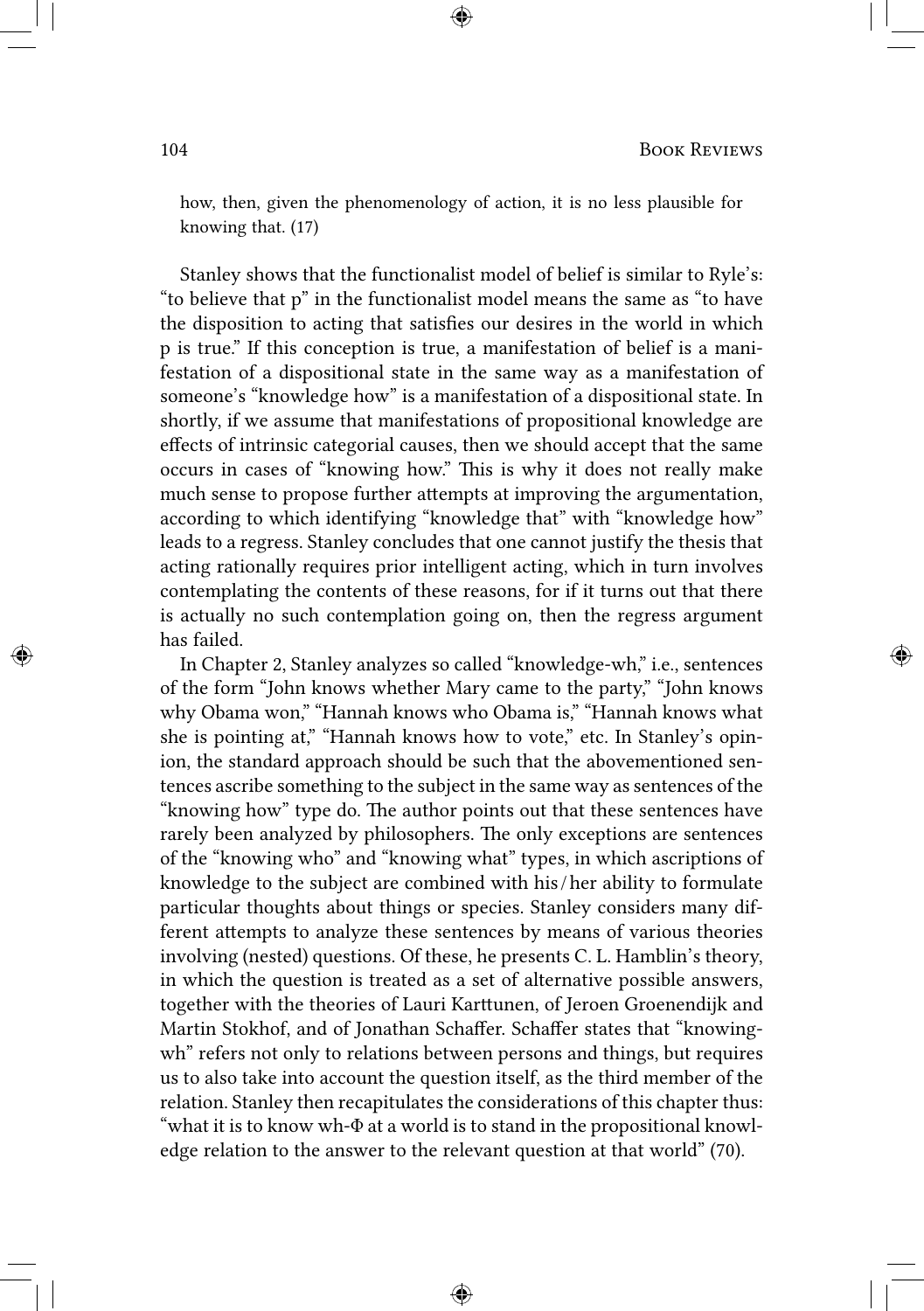how, then, given the phenomenology of action, it is no less plausible for knowing that. (17)

Stanley shows that the functionalist model of belief is similar to Ryle's: "to believe that p" in the functionalist model means the same as "to have the disposition to acting that satisfies our desires in the world in which p is true." If this conception is true, a manifestation of belief is a manifestation of a dispositional state in the same way as a manifestation of someone's "knowledge how" is a manifestation of a dispositional state. In shortly, if we assume that manifestations of propositional knowledge are effects of intrinsic categorial causes, then we should accept that the same occurs in cases of "knowing how." This is why it does not really make much sense to propose further attempts at improving the argumentation, according to which identifying "knowledge that" with "knowledge how" leads to a regress. Stanley concludes that one cannot justify the thesis that acting rationally requires prior intelligent acting, which in turn involves contemplating the contents of these reasons, for if it turns out that there is actually no such contemplation going on, then the regress argument has failed.

In Chapter 2, Stanley analyzes so called "knowledge-wh," i.e., sentences of the form "John knows whether Mary came to the party," "John knows why Obama won," "Hannah knows who Obama is," "Hannah knows what she is pointing at," "Hannah knows how to vote," etc. In Stanley's opinion, the standard approach should be such that the abovementioned sentences ascribe something to the subject in the same way as sentences of the "knowing how" type do. The author points out that these sentences have rarely been analyzed by philosophers. The only exceptions are sentences of the "knowing who" and "knowing what" types, in which ascriptions of knowledge to the subject are combined with his/her ability to formulate particular thoughts about things or species. Stanley considers many different attempts to analyze these sentences by means of various theories involving (nested) questions. Of these, he presents C. L. Hamblin's theory, in which the question is treated as a set of alternative possible answers, together with the theories of Lauri Karttunen, of Jeroen Groenendijk and Martin Stokhof, and of Jonathan Schaffer. Schaffer states that "knowing-wh" refers not only to relations between persons and things, but requires us to also take into account the question itself, as the third member of the relation. Stanley then recapitulates the considerations of this chapter thus: "what it is to know wh-Φ at a world is to stand in the propositional knowledge relation to the answer to the relevant question at that world" (70).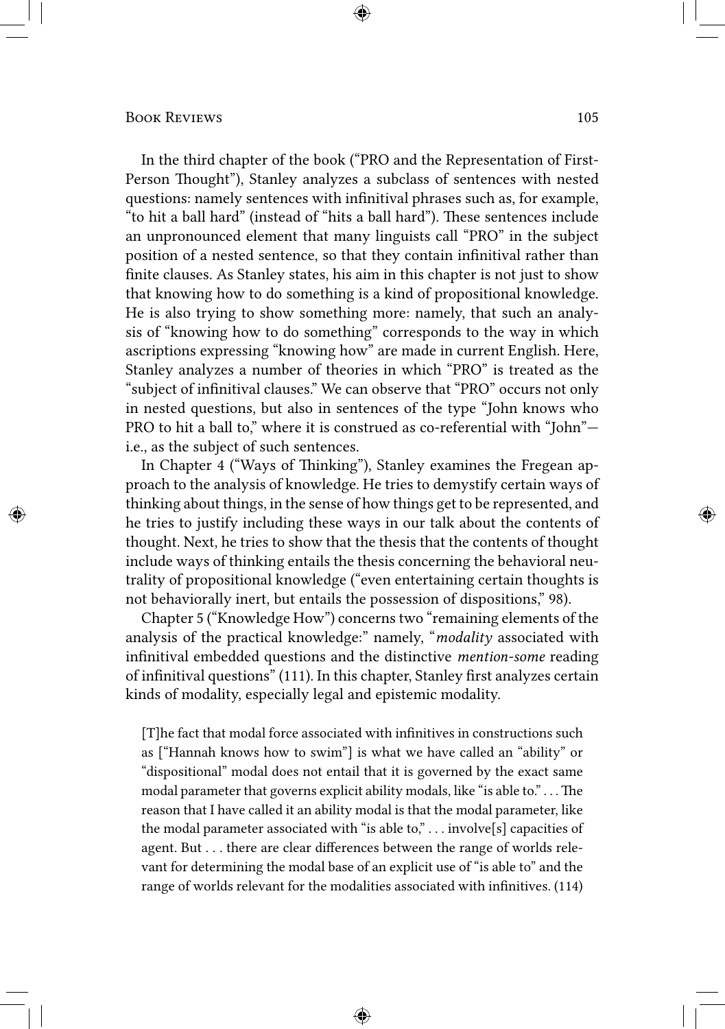In the third chapter of the book ("PRO and the Representation of First-Person Thought"), Stanley analyzes a subclass of sentences with nested questions: namely sentences with infinitival phrases such as, for example, "to hit a ball hard" (instead of "hits a ball hard"). These sentences include an unpronounced element that many linguists call "PRO" in the subject position of a nested sentence, so that they contain infinitival rather than finite clauses. As Stanley states, his aim in this chapter is not just to show that knowing how to do something is a kind of propositional knowledge. He is also trying to show something more: namely, that such an analysis of "knowing how to do something" corresponds to the way in which ascriptions expressing "knowing how" are made in current English. Here, Stanley analyzes a number of theories in which "PRO" is treated as the "subject of infinitival clauses." We can observe that "PRO" occurs not only in nested questions, but also in sentences of the type "John knows who PRO to hit a ball to," where it is construed as co-referential with "John"—i.e., as the subject of such sentences.

In Chapter 4 ("Ways of Thinking"), Stanley examines the Fregean approach to the analysis of knowledge. He tries to demystify certain ways of thinking about things, in the sense of how things get to be represented, and he tries to justify including these ways in our talk about the contents of thought. Next, he tries to show that the thesis that the contents of thought include ways of thinking entails the thesis concerning the behavioral neutrality of propositional knowledge ("even entertaining certain thoughts is not behaviorally inert, but entails the possession of dispositions," 98).

Chapter 5 ("Knowledge How") concerns two "remaining elements of the analysis of the practical knowledge:" namely, "*modality* associated with infinitival embedded questions and the distinctive *mention-some* reading of infinitival questions" (111). In this chapter, Stanley first analyzes certain kinds of modality, especially legal and epistemic modality.

> [T]he fact that modal force associated with infinitives in constructions such as ["Hannah knows how to swim"] is what we have called an "ability" or "dispositional" modal does not entail that it is governed by the exact same modal parameter that governs explicit ability modals, like "is able to." . . . The reason that I have called it an ability modal is that the modal parameter, like the modal parameter associated with "is able to," . . . involve[s] capacities of agent. But . . . there are clear differences between the range of worlds relevant for determining the modal base of an explicit use of "is able to" and the range of worlds relevant for the modalities associated with infinitives. (114)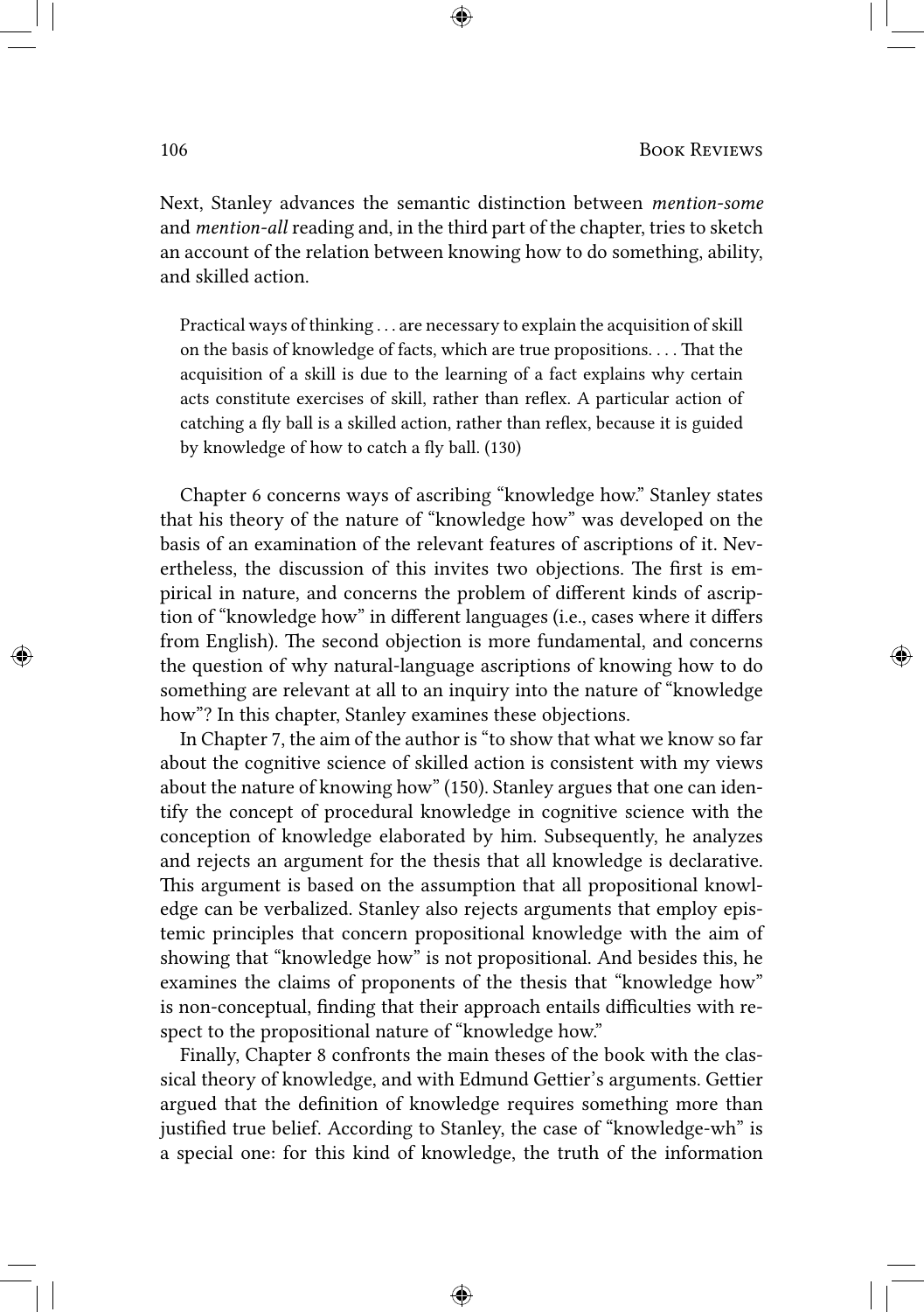Next, Stanley advances the semantic distinction between *mention-some* and *mention-all* reading and, in the third part of the chapter, tries to sketch an account of the relation between knowing how to do something, ability, and skilled action.

> Practical ways of thinking . . . are necessary to explain the acquisition of skill on the basis of knowledge of facts, which are true propositions. . . . That the acquisition of a skill is due to the learning of a fact explains why certain acts constitute exercises of skill, rather than reflex. A particular action of catching a fly ball is a skilled action, rather than reflex, because it is guided by knowledge of how to catch a fly ball. (130)

Chapter 6 concerns ways of ascribing "knowledge how." Stanley states that his theory of the nature of "knowledge how" was developed on the basis of an examination of the relevant features of ascriptions of it. Nevertheless, the discussion of this invites two objections. The first is empirical in nature, and concerns the problem of different kinds of ascription of "knowledge how" in different languages (i.e., cases where it differs from English). The second objection is more fundamental, and concerns the question of why natural-language ascriptions of knowing how to do something are relevant at all to an inquiry into the nature of "knowledge how"? In this chapter, Stanley examines these objections.

In Chapter 7, the aim of the author is "to show that what we know so far about the cognitive science of skilled action is consistent with my views about the nature of knowing how" (150). Stanley argues that one can identify the concept of procedural knowledge in cognitive science with the conception of knowledge elaborated by him. Subsequently, he analyzes and rejects an argument for the thesis that all knowledge is declarative. This argument is based on the assumption that all propositional knowledge can be verbalized. Stanley also rejects arguments that employ epistemic principles that concern propositional knowledge with the aim of showing that "knowledge how" is not propositional. And besides this, he examines the claims of proponents of the thesis that "knowledge how" is non-conceptual, finding that their approach entails difficulties with respect to the propositional nature of "knowledge how."

Finally, Chapter 8 confronts the main theses of the book with the classical theory of knowledge, and with Edmund Gettier's arguments. Gettier argued that the definition of knowledge requires something more than justified true belief. According to Stanley, the case of "knowledge-wh" is a special one: for this kind of knowledge, the truth of the information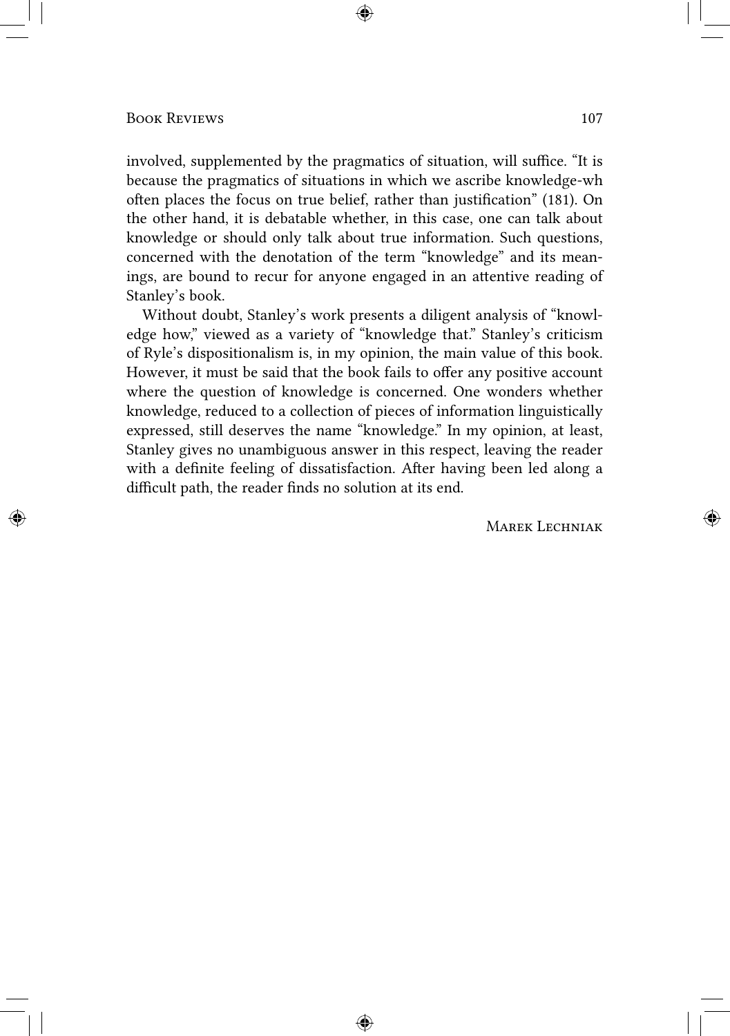involved, supplemented by the pragmatics of situation, will suffice. "It is because the pragmatics of situations in which we ascribe knowledge-wh often places the focus on true belief, rather than justification" (181). On the other hand, it is debatable whether, in this case, one can talk about knowledge or should only talk about true information. Such questions, concerned with the denotation of the term "knowledge" and its meanings, are bound to recur for anyone engaged in an attentive reading of Stanley's book.

Without doubt, Stanley's work presents a diligent analysis of "knowledge how," viewed as a variety of "knowledge that." Stanley's criticism of Ryle's dispositionalism is, in my opinion, the main value of this book. However, it must be said that the book fails to offer any positive account where the question of knowledge is concerned. One wonders whether knowledge, reduced to a collection of pieces of information linguistically expressed, still deserves the name "knowledge." In my opinion, at least, Stanley gives no unambiguous answer in this respect, leaving the reader with a definite feeling of dissatisfaction. After having been led along a difficult path, the reader finds no solution at its end.

Marek Lechniak